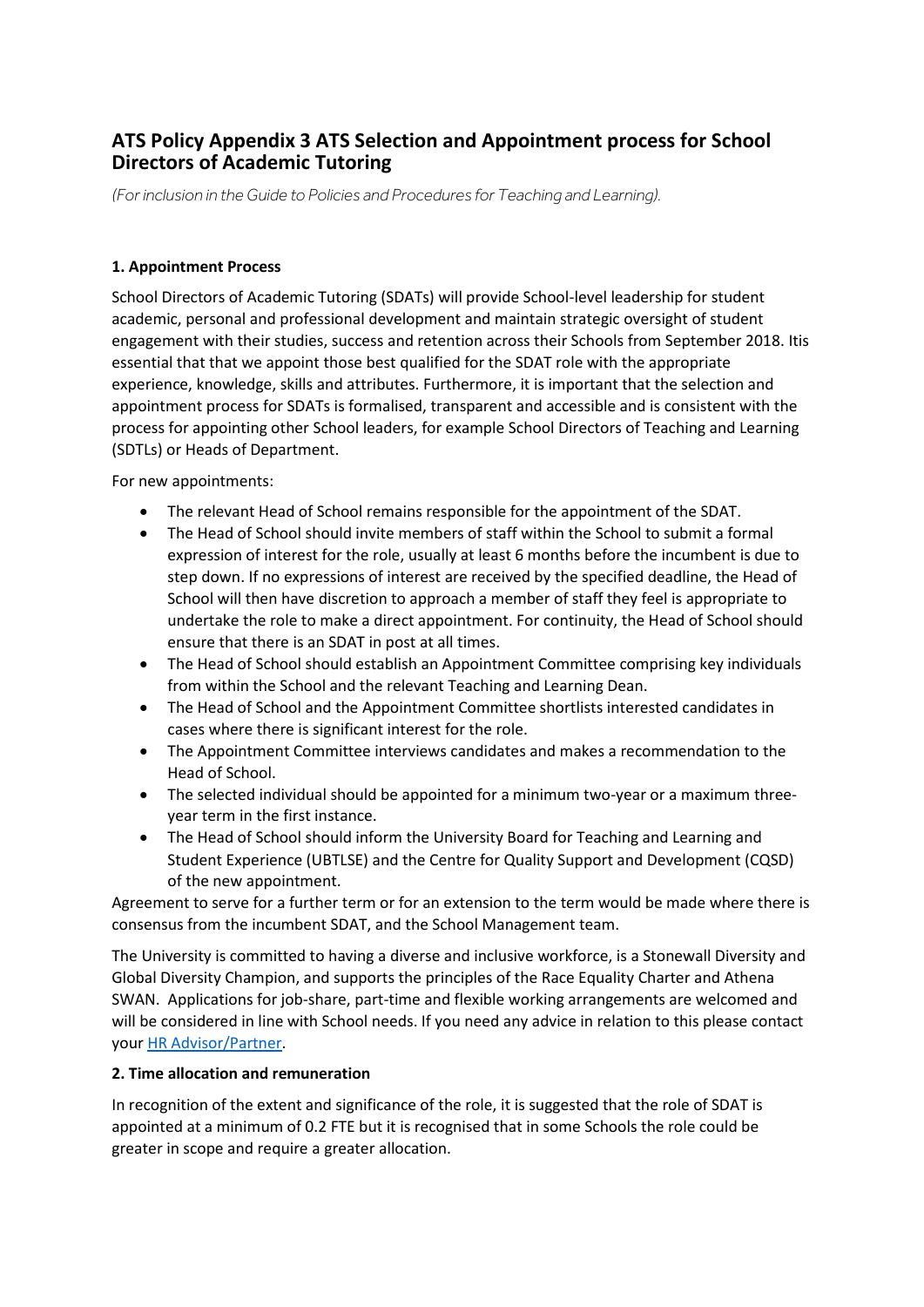# ATS Policy Appendix 3 ATS Selection and Appointment process for School Directors of Academic Tutoring

*(For inclusion in the Guide to Policies and Procedures for Teaching and Learning).*

**1. Appointment Process**

School Directors of Academic Tutoring (SDATs) will provide School-level leadership for student academic, personal and professional development and maintain strategic oversight of student engagement with their studies, success and retention across their Schools from September 2018. Itis essential that that we appoint those best qualified for the SDAT role with the appropriate experience, knowledge, skills and attributes. Furthermore, it is important that the selection and appointment process for SDATs is formalised, transparent and accessible and is consistent with the process for appointing other School leaders, for example School Directors of Teaching and Learning (SDTLs) or Heads of Department.

For new appointments:

- The relevant Head of School remains responsible for the appointment of the SDAT.
- The Head of School should invite members of staff within the School to submit a formal expression of interest for the role, usually at least 6 months before the incumbent is due to step down. If no expressions of interest are received by the specified deadline, the Head of School will then have discretion to approach a member of staff they feel is appropriate to undertake the role to make a direct appointment. For continuity, the Head of School should ensure that there is an SDAT in post at all times.
- The Head of School should establish an Appointment Committee comprising key individuals from within the School and the relevant Teaching and Learning Dean.
- The Head of School and the Appointment Committee shortlists interested candidates in cases where there is significant interest for the role.
- The Appointment Committee interviews candidates and makes a recommendation to the Head of School.
- The selected individual should be appointed for a minimum two-year or a maximum three-year term in the first instance.
- The Head of School should inform the University Board for Teaching and Learning and Student Experience (UBTLSE) and the Centre for Quality Support and Development (CQSD) of the new appointment.

Agreement to serve for a further term or for an extension to the term would be made where there is consensus from the incumbent SDAT, and the School Management team.

The University is committed to having a diverse and inclusive workforce, is a Stonewall Diversity and Global Diversity Champion, and supports the principles of the Race Equality Charter and Athena SWAN. Applications for job-share, part-time and flexible working arrangements are welcomed and will be considered in line with School needs. If you need any advice in relation to this please contact your HR Advisor/Partner.

**2. Time allocation and remuneration**

In recognition of the extent and significance of the role, it is suggested that the role of SDAT is appointed at a minimum of 0.2 FTE but it is recognised that in some Schools the role could be greater in scope and require a greater allocation.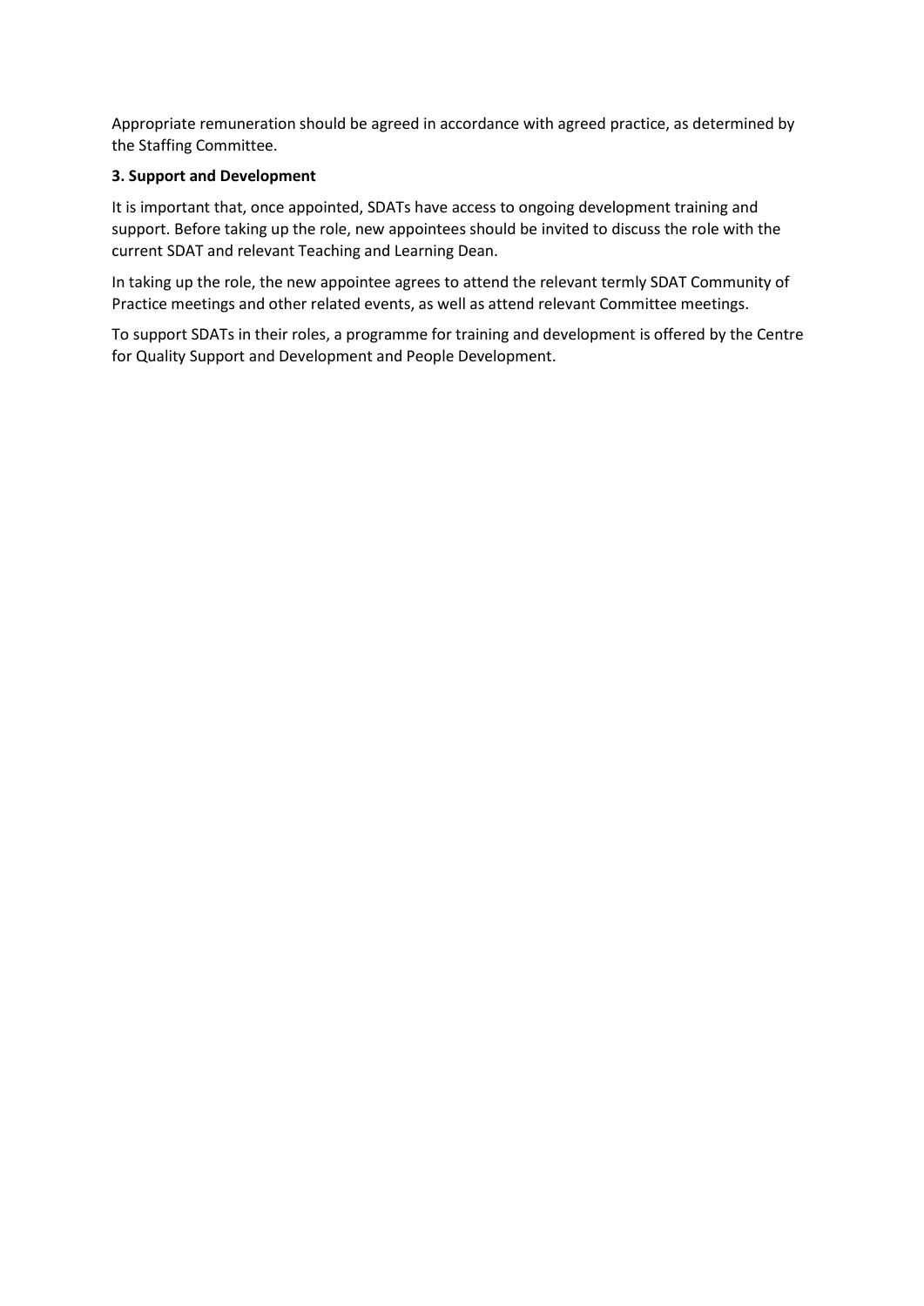Appropriate remuneration should be agreed in accordance with agreed practice, as determined by the Staffing Committee.

**3. Support and Development**

It is important that, once appointed, SDATs have access to ongoing development training and support. Before taking up the role, new appointees should be invited to discuss the role with the current SDAT and relevant Teaching and Learning Dean.

In taking up the role, the new appointee agrees to attend the relevant termly SDAT Community of Practice meetings and other related events, as well as attend relevant Committee meetings.

To support SDATs in their roles, a programme for training and development is offered by the Centre for Quality Support and Development and People Development.